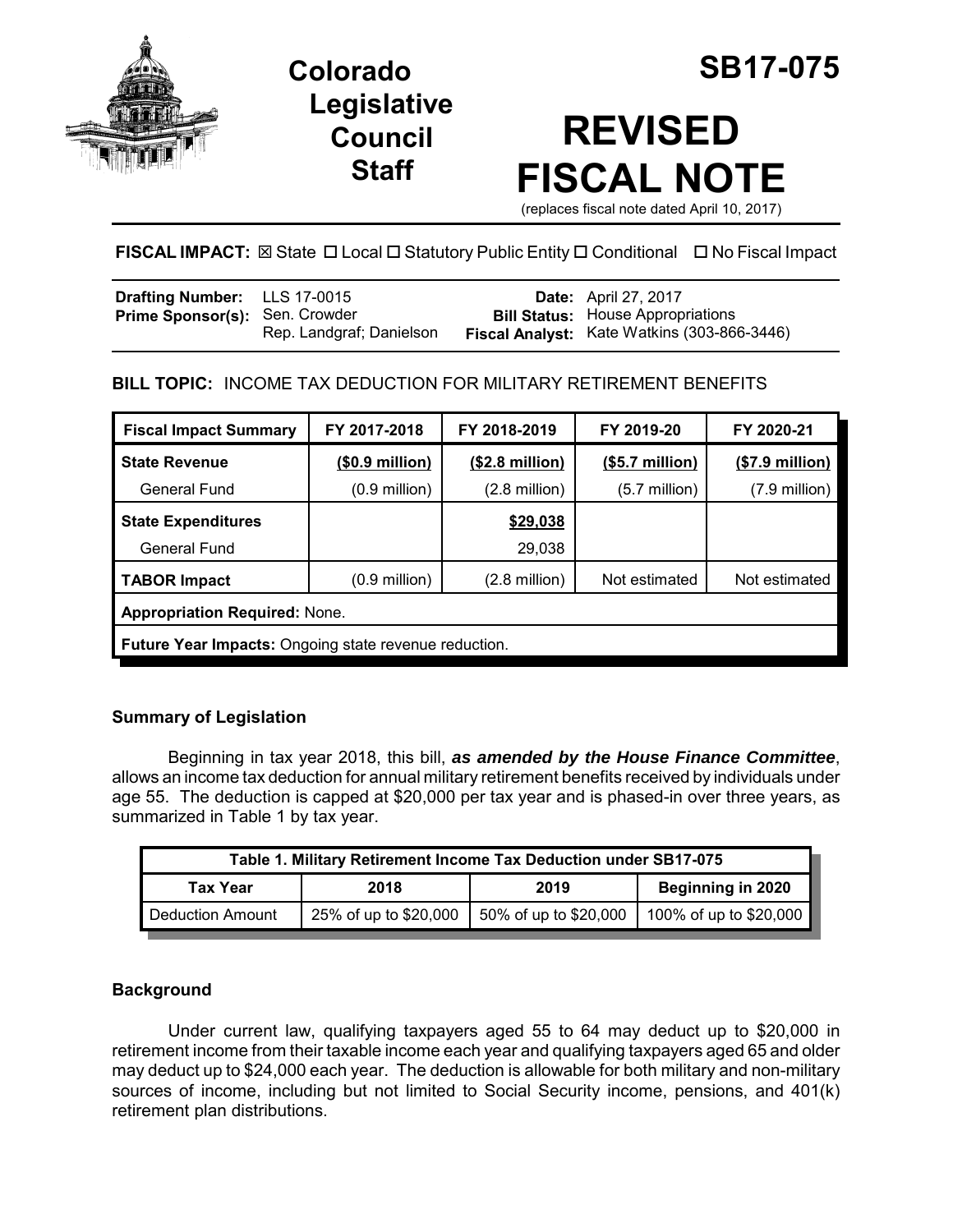# Colorado Legislative Council Staff

# SB17-075

# REVISED FISCAL NOTE

(replaces fiscal note dated April 10, 2017)

**FISCAL IMPACT:** ☒ State ☐ Local ☐ Statutory Public Entity ☐ Conditional ☐ No Fiscal Impact

| | | | |
|---|---|---|---|
| **Drafting Number:** | LLS 17-0015 | **Date:** | April 27, 2017 |
| **Prime Sponsor(s):** | Sen. Crowder<br>Rep. Landgraf; Danielson | **Bill Status:** | House Appropriations |
| | | **Fiscal Analyst:** | Kate Watkins (303-866-3446) |

**BILL TOPIC:** INCOME TAX DEDUCTION FOR MILITARY RETIREMENT BENEFITS

| Fiscal Impact Summary | FY 2017-2018 | FY 2018-2019 | FY 2019-20 | FY 2020-21 |
|---|---|---|---|---|
| **State Revenue** | **($0.9 million)** | **($2.8 million)** | **($5.7 million)** | **($7.9 million)** |
| General Fund | (0.9 million) | (2.8 million) | (5.7 million) | (7.9 million) |
| **State Expenditures** | | **$29,038** | | |
| General Fund | | 29,038 | | |
| **TABOR Impact** | (0.9 million) | (2.8 million) | Not estimated | Not estimated |
| **Appropriation Required:** None. | | | | |
| **Future Year Impacts:** Ongoing state revenue reduction. | | | | |

## Summary of Legislation

Beginning in tax year 2018, this bill, ***as amended by the House Finance Committee***, allows an income tax deduction for annual military retirement benefits received by individuals under age 55. The deduction is capped at $20,000 per tax year and is phased-in over three years, as summarized in Table 1 by tax year.

| Table 1. Military Retirement Income Tax Deduction under SB17-075 | | | |
|---|---|---|---|
| **Tax Year** | **2018** | **2019** | **Beginning in 2020** |
| Deduction Amount | 25% of up to $20,000 | 50% of up to $20,000 | 100% of up to $20,000 |

## Background

Under current law, qualifying taxpayers aged 55 to 64 may deduct up to $20,000 in retirement income from their taxable income each year and qualifying taxpayers aged 65 and older may deduct up to $24,000 each year. The deduction is allowable for both military and non-military sources of income, including but not limited to Social Security income, pensions, and 401(k) retirement plan distributions.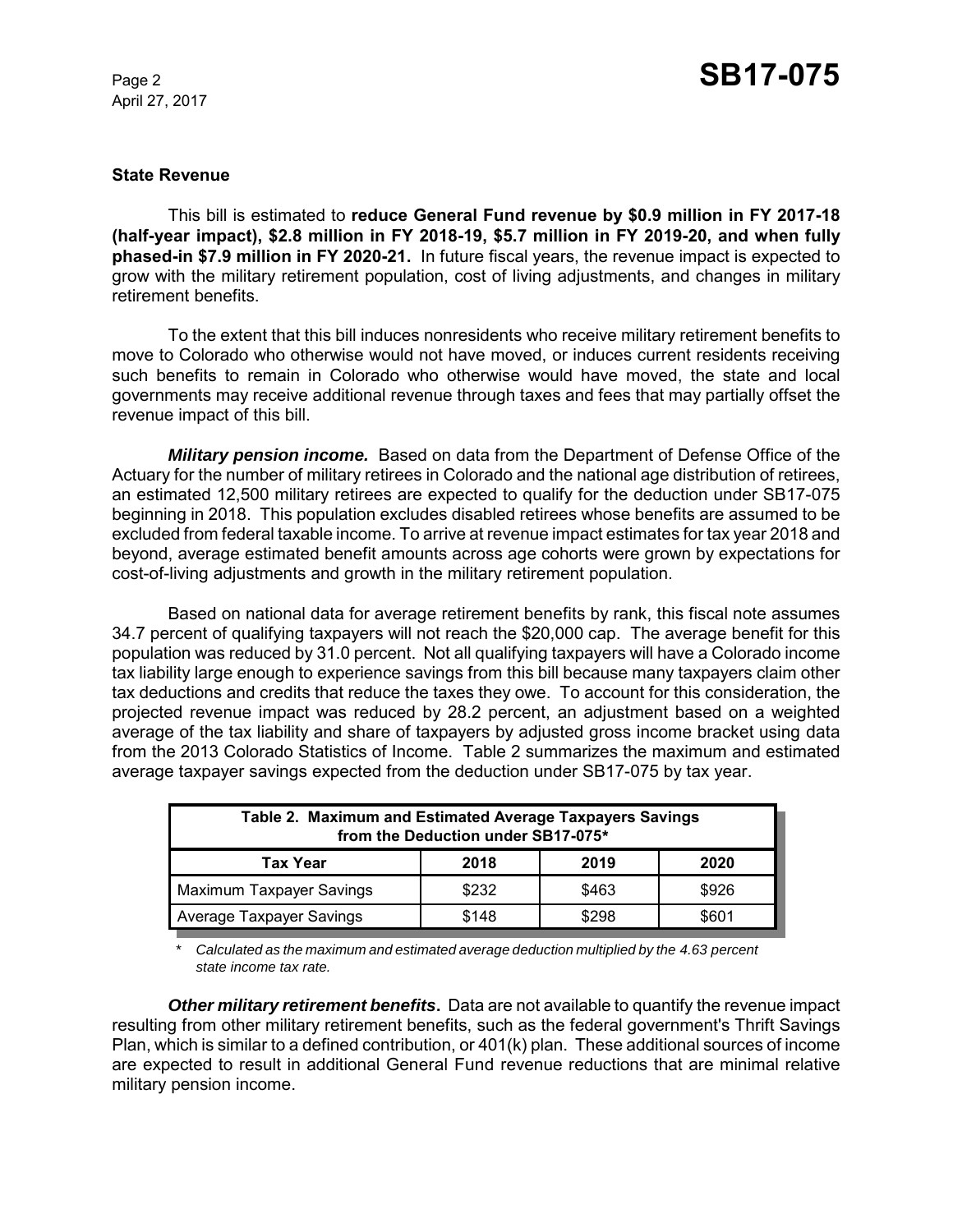### State Revenue

This bill is estimated to **reduce General Fund revenue by $0.9 million in FY 2017-18 (half-year impact), $2.8 million in FY 2018-19, $5.7 million in FY 2019-20, and when fully phased-in $7.9 million in FY 2020-21.** In future fiscal years, the revenue impact is expected to grow with the military retirement population, cost of living adjustments, and changes in military retirement benefits.

To the extent that this bill induces nonresidents who receive military retirement benefits to move to Colorado who otherwise would not have moved, or induces current residents receiving such benefits to remain in Colorado who otherwise would have moved, the state and local governments may receive additional revenue through taxes and fees that may partially offset the revenue impact of this bill.

***Military pension income.*** Based on data from the Department of Defense Office of the Actuary for the number of military retirees in Colorado and the national age distribution of retirees, an estimated 12,500 military retirees are expected to qualify for the deduction under SB17-075 beginning in 2018. This population excludes disabled retirees whose benefits are assumed to be excluded from federal taxable income. To arrive at revenue impact estimates for tax year 2018 and beyond, average estimated benefit amounts across age cohorts were grown by expectations for cost-of-living adjustments and growth in the military retirement population.

Based on national data for average retirement benefits by rank, this fiscal note assumes 34.7 percent of qualifying taxpayers will not reach the $20,000 cap. The average benefit for this population was reduced by 31.0 percent. Not all qualifying taxpayers will have a Colorado income tax liability large enough to experience savings from this bill because many taxpayers claim other tax deductions and credits that reduce the taxes they owe. To account for this consideration, the projected revenue impact was reduced by 28.2 percent, an adjustment based on a weighted average of the tax liability and share of taxpayers by adjusted gross income bracket using data from the 2013 Colorado Statistics of Income. Table 2 summarizes the maximum and estimated average taxpayer savings expected from the deduction under SB17-075 by tax year.

**Table 2. Maximum and Estimated Average Taxpayers Savings from the Deduction under SB17-075***

| Tax Year | 2018 | 2019 | 2020 |
|---|---|---|---|
| Maximum Taxpayer Savings | $232 | $463 | $926 |
| Average Taxpayer Savings | $148 | $298 | $601 |

\* *Calculated as the maximum and estimated average deduction multiplied by the 4.63 percent state income tax rate.*

***Other military retirement benefits*****.** Data are not available to quantify the revenue impact resulting from other military retirement benefits, such as the federal government's Thrift Savings Plan, which is similar to a defined contribution, or 401(k) plan. These additional sources of income are expected to result in additional General Fund revenue reductions that are minimal relative military pension income.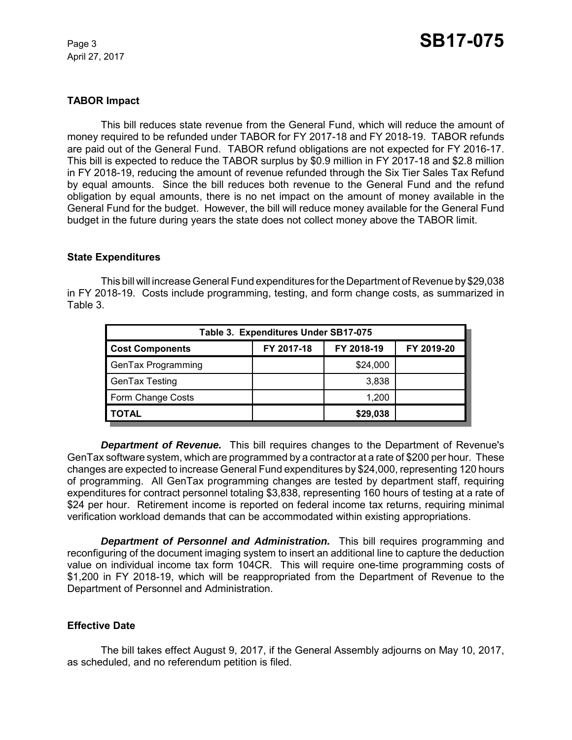## TABOR Impact

This bill reduces state revenue from the General Fund, which will reduce the amount of money required to be refunded under TABOR for FY 2017-18 and FY 2018-19. TABOR refunds are paid out of the General Fund. TABOR refund obligations are not expected for FY 2016-17. This bill is expected to reduce the TABOR surplus by $0.9 million in FY 2017-18 and $2.8 million in FY 2018-19, reducing the amount of revenue refunded through the Six Tier Sales Tax Refund by equal amounts. Since the bill reduces both revenue to the General Fund and the refund obligation by equal amounts, there is no net impact on the amount of money available in the General Fund for the budget. However, the bill will reduce money available for the General Fund budget in the future during years the state does not collect money above the TABOR limit.

## State Expenditures

This bill will increase General Fund expenditures for the Department of Revenue by $29,038 in FY 2018-19. Costs include programming, testing, and form change costs, as summarized in Table 3.

**Table 3. Expenditures Under SB17-075**

| Cost Components | FY 2017-18 | FY 2018-19 | FY 2019-20 |
|---|---|---|---|
| GenTax Programming | | $24,000 | |
| GenTax Testing | | 3,838 | |
| Form Change Costs | | 1,200 | |
| **TOTAL** | | **$29,038** | |

***Department of Revenue.*** This bill requires changes to the Department of Revenue's GenTax software system, which are programmed by a contractor at a rate of $200 per hour. These changes are expected to increase General Fund expenditures by $24,000, representing 120 hours of programming. All GenTax programming changes are tested by department staff, requiring expenditures for contract personnel totaling $3,838, representing 160 hours of testing at a rate of $24 per hour. Retirement income is reported on federal income tax returns, requiring minimal verification workload demands that can be accommodated within existing appropriations.

***Department of Personnel and Administration.*** This bill requires programming and reconfiguring of the document imaging system to insert an additional line to capture the deduction value on individual income tax form 104CR. This will require one-time programming costs of $1,200 in FY 2018-19, which will be reappropriated from the Department of Revenue to the Department of Personnel and Administration.

## Effective Date

The bill takes effect August 9, 2017, if the General Assembly adjourns on May 10, 2017, as scheduled, and no referendum petition is filed.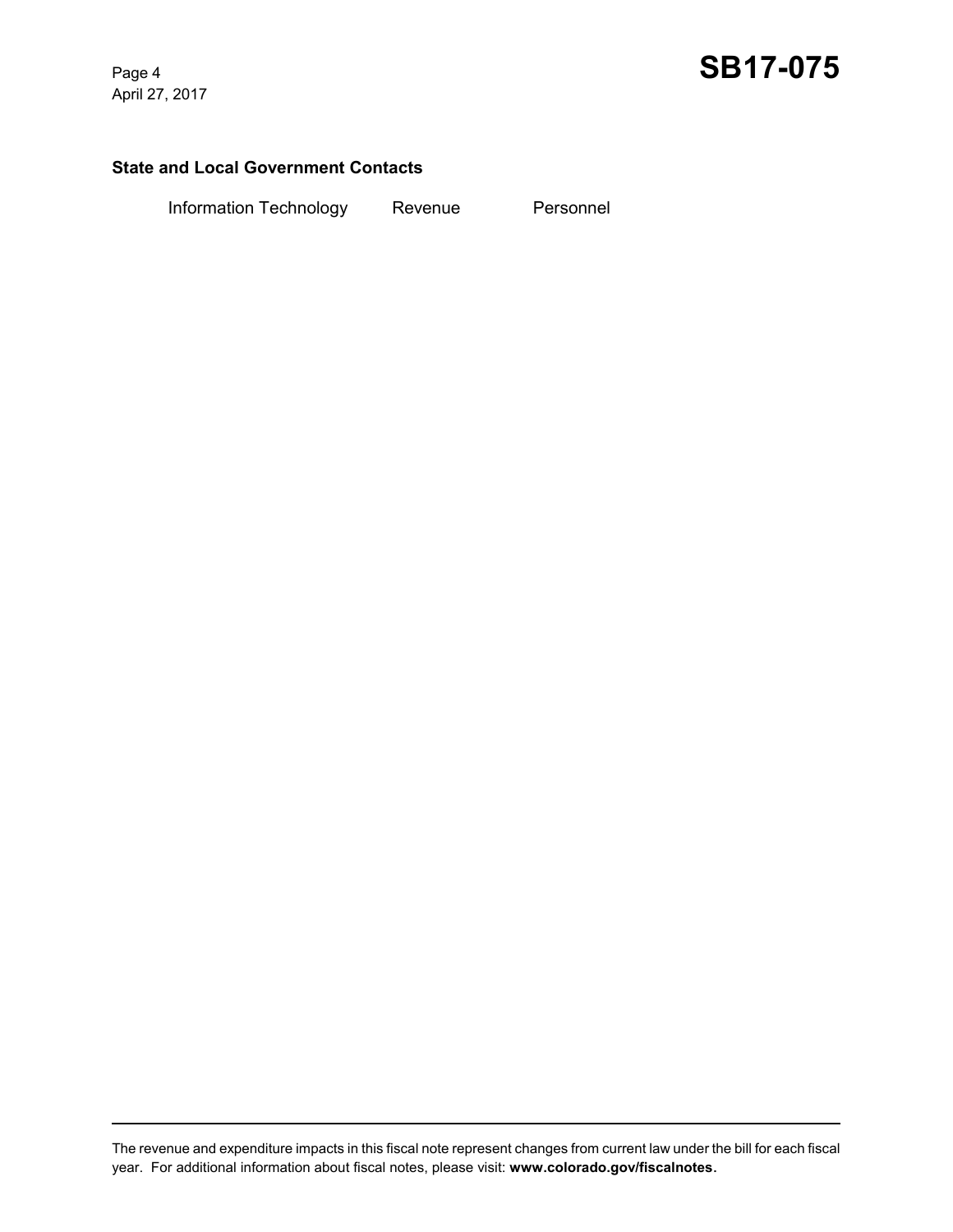**State and Local Government Contacts**

Information Technology Revenue Personnel

The revenue and expenditure impacts in this fiscal note represent changes from current law under the bill for each fiscal year. For additional information about fiscal notes, please visit: **www.colorado.gov/fiscalnotes.**